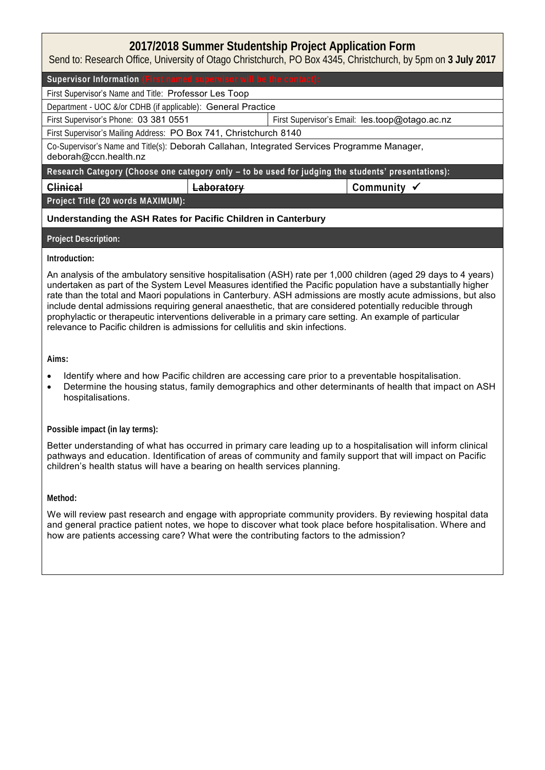# 2017/2018 Summer Studentship Project Application Form

Send to: Research Office, University of Otago Christchurch, PO Box 4345, Christchurch, by 5pm on **3 July 2017**

**Supervisor Information (First named supervisor will be the contact):**

| | |
|---|---|
| First Supervisor's Name and Title: Professor Les Toop | |
| Department - UOC &/or CDHB (if applicable): General Practice | |
| First Supervisor's Phone: 03 381 0551 | First Supervisor's Email: les.toop@otago.ac.nz |
| First Supervisor's Mailing Address: PO Box 741, Christchurch 8140 | |
| Co-Supervisor's Name and Title(s): Deborah Callahan, Integrated Services Programme Manager, deborah@ccn.health.nz | |

**Research Category (Choose one category only – to be used for judging the students' presentations):**

| ~~Clinical~~ | ~~Laboratory~~ | Community ✓ |
|---|---|---|

**Project Title (20 words MAXIMUM):**

**Understanding the ASH Rates for Pacific Children in Canterbury**

**Project Description:**

**Introduction:**

An analysis of the ambulatory sensitive hospitalisation (ASH) rate per 1,000 children (aged 29 days to 4 years) undertaken as part of the System Level Measures identified the Pacific population have a substantially higher rate than the total and Maori populations in Canterbury. ASH admissions are mostly acute admissions, but also include dental admissions requiring general anaesthetic, that are considered potentially reducible through prophylactic or therapeutic interventions deliverable in a primary care setting. An example of particular relevance to Pacific children is admissions for cellulitis and skin infections.

**Aims:**

- Identify where and how Pacific children are accessing care prior to a preventable hospitalisation.
- Determine the housing status, family demographics and other determinants of health that impact on ASH hospitalisations.

**Possible impact (in lay terms):**

Better understanding of what has occurred in primary care leading up to a hospitalisation will inform clinical pathways and education. Identification of areas of community and family support that will impact on Pacific children's health status will have a bearing on health services planning.

**Method:**

We will review past research and engage with appropriate community providers. By reviewing hospital data and general practice patient notes, we hope to discover what took place before hospitalisation. Where and how are patients accessing care? What were the contributing factors to the admission?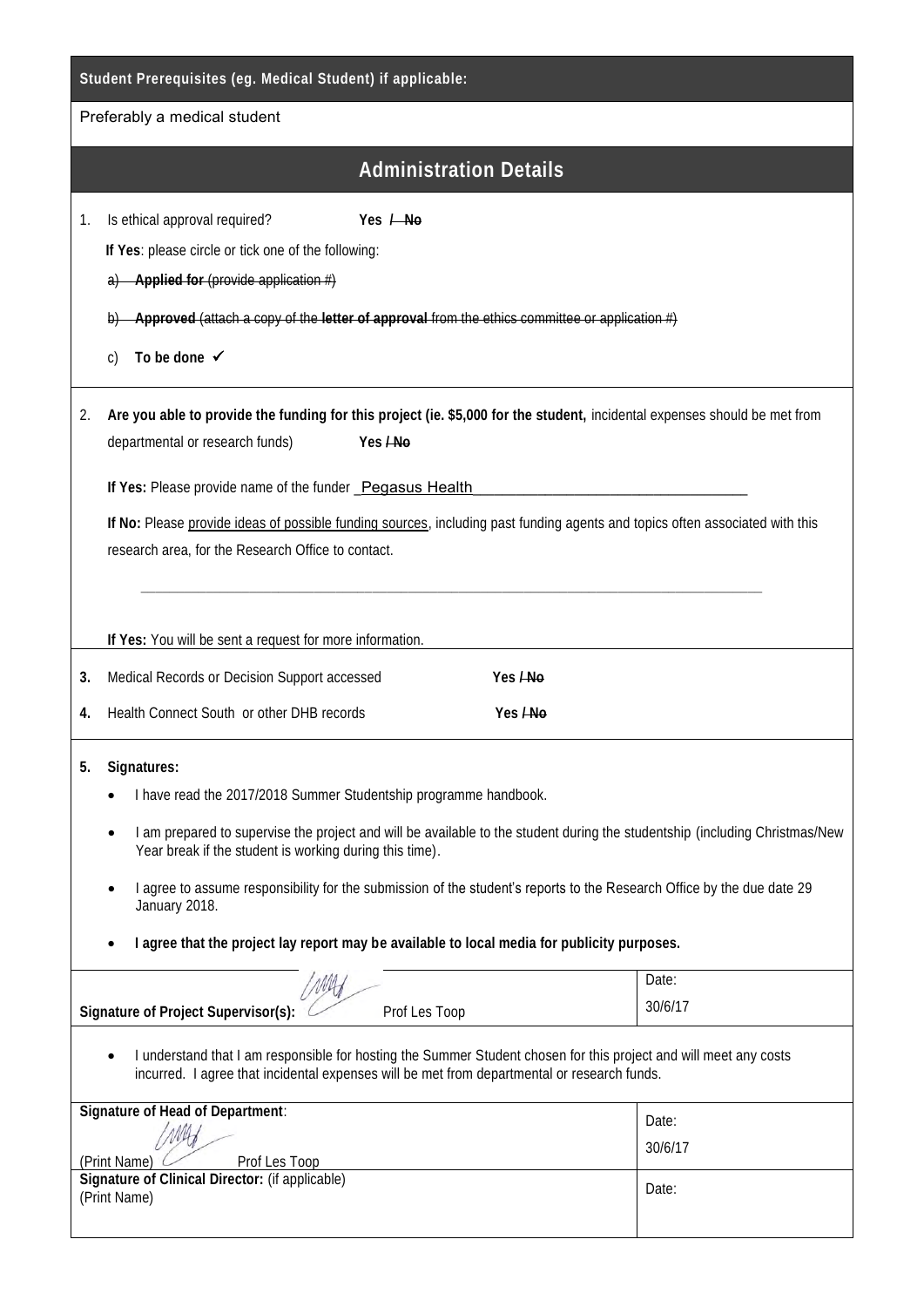**Student Prerequisites (eg. Medical Student) if applicable:**

Preferably a medical student

## Administration Details

1. Is ethical approval required? **Yes** ~~/ No~~

   **If Yes**: please circle or tick one of the following:

   ~~a) **Applied for** (provide application #)~~

   ~~b) **Approved** (attach a copy of the **letter of approval** from the ethics committee or application #)~~

   c) **To be done** ✓

2. **Are you able to provide the funding for this project (ie. $5,000 for the student,** incidental expenses should be met from departmental or research funds) **Yes** ~~/ No~~

   **If Yes:** Please provide name of the funder _Pegasus Health_________________________________

   **If No:** Please provide ideas of possible funding sources, including past funding agents and topics often associated with this research area, for the Research Office to contact.

   ___________________________________________________________________________________

   **If Yes:** You will be sent a request for more information.

3. Medical Records or Decision Support accessed **Yes** ~~/ No~~

4. Health Connect South or other DHB records **Yes** ~~/ No~~

5. **Signatures:**
   - I have read the 2017/2018 Summer Studentship programme handbook.
   - I am prepared to supervise the project and will be available to the student during the studentship (including Christmas/New Year break if the student is working during this time).
   - I agree to assume responsibility for the submission of the student's reports to the Research Office by the due date 29 January 2018.
   - **I agree that the project lay report may be available to local media for publicity purposes.**

| | |
|---|---|
| **Signature of Project Supervisor(s):** [signature] Prof Les Toop | Date: 30/6/17 |

- I understand that I am responsible for hosting the Summer Student chosen for this project and will meet any costs incurred. I agree that incidental expenses will be met from departmental or research funds.

| | |
|---|---|
| **Signature of Head of Department**: [signature] (Print Name) Prof Les Toop | Date: 30/6/17 |
| **Signature of Clinical Director:** (if applicable) (Print Name) | Date: |